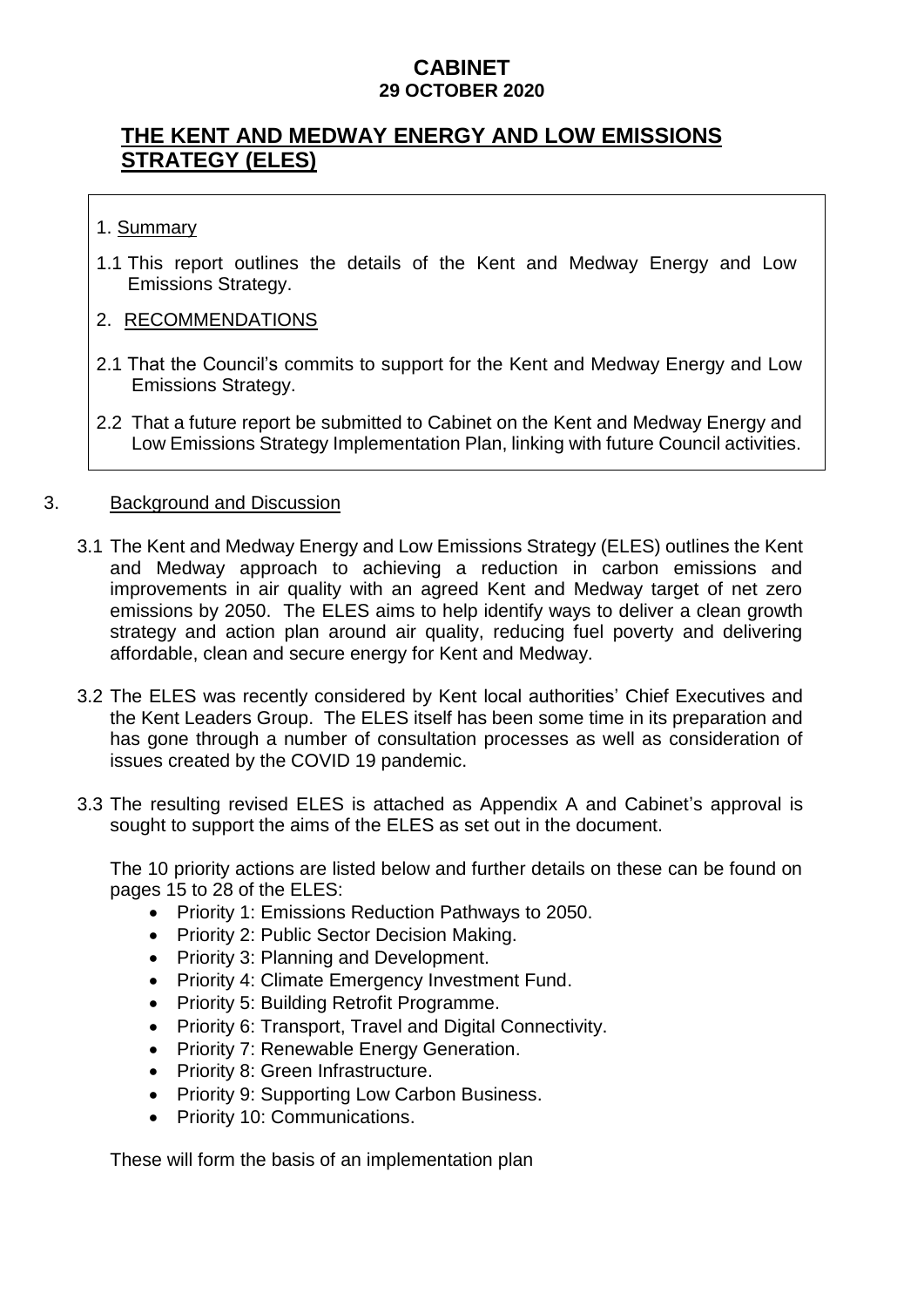# CABINET
## 29 OCTOBER 2020

## THE KENT AND MEDWAY ENERGY AND LOW EMISSIONS STRATEGY (ELES)

1. Summary

1.1 This report outlines the details of the Kent and Medway Energy and Low Emissions Strategy.

2. RECOMMENDATIONS

2.1 That the Council's commits to support for the Kent and Medway Energy and Low Emissions Strategy.

2.2 That a future report be submitted to Cabinet on the Kent and Medway Energy and Low Emissions Strategy Implementation Plan, linking with future Council activities.

3. Background and Discussion

3.1 The Kent and Medway Energy and Low Emissions Strategy (ELES) outlines the Kent and Medway approach to achieving a reduction in carbon emissions and improvements in air quality with an agreed Kent and Medway target of net zero emissions by 2050. The ELES aims to help identify ways to deliver a clean growth strategy and action plan around air quality, reducing fuel poverty and delivering affordable, clean and secure energy for Kent and Medway.

3.2 The ELES was recently considered by Kent local authorities' Chief Executives and the Kent Leaders Group. The ELES itself has been some time in its preparation and has gone through a number of consultation processes as well as consideration of issues created by the COVID 19 pandemic.

3.3 The resulting revised ELES is attached as Appendix A and Cabinet's approval is sought to support the aims of the ELES as set out in the document.

The 10 priority actions are listed below and further details on these can be found on pages 15 to 28 of the ELES:

- Priority 1: Emissions Reduction Pathways to 2050.
- Priority 2: Public Sector Decision Making.
- Priority 3: Planning and Development.
- Priority 4: Climate Emergency Investment Fund.
- Priority 5: Building Retrofit Programme.
- Priority 6: Transport, Travel and Digital Connectivity.
- Priority 7: Renewable Energy Generation.
- Priority 8: Green Infrastructure.
- Priority 9: Supporting Low Carbon Business.
- Priority 10: Communications.

These will form the basis of an implementation plan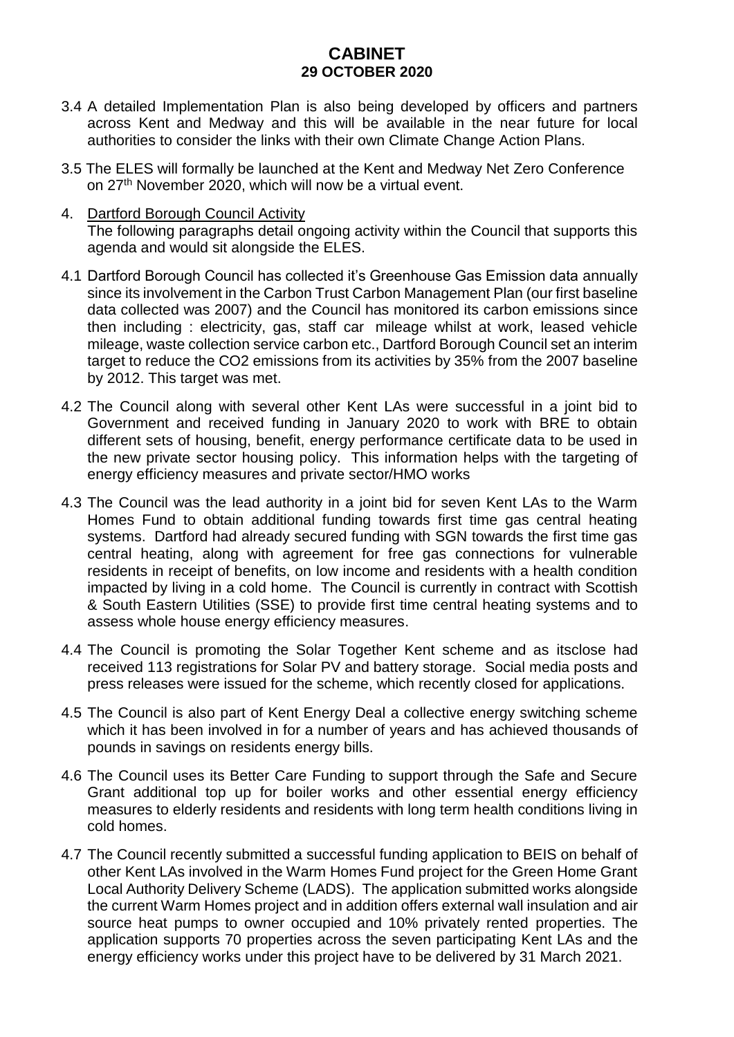# CABINET
## 29 OCTOBER 2020

3.4 A detailed Implementation Plan is also being developed by officers and partners across Kent and Medway and this will be available in the near future for local authorities to consider the links with their own Climate Change Action Plans.

3.5 The ELES will formally be launched at the Kent and Medway Net Zero Conference on 27th November 2020, which will now be a virtual event.

4. Dartford Borough Council Activity

The following paragraphs detail ongoing activity within the Council that supports this agenda and would sit alongside the ELES.

4.1 Dartford Borough Council has collected it's Greenhouse Gas Emission data annually since its involvement in the Carbon Trust Carbon Management Plan (our first baseline data collected was 2007) and the Council has monitored its carbon emissions since then including : electricity, gas, staff car mileage whilst at work, leased vehicle mileage, waste collection service carbon etc., Dartford Borough Council set an interim target to reduce the $CO_2$ emissions from its activities by 35% from the 2007 baseline by 2012. This target was met.

4.2 The Council along with several other Kent LAs were successful in a joint bid to Government and received funding in January 2020 to work with BRE to obtain different sets of housing, benefit, energy performance certificate data to be used in the new private sector housing policy. This information helps with the targeting of energy efficiency measures and private sector/HMO works

4.3 The Council was the lead authority in a joint bid for seven Kent LAs to the Warm Homes Fund to obtain additional funding towards first time gas central heating systems. Dartford had already secured funding with SGN towards the first time gas central heating, along with agreement for free gas connections for vulnerable residents in receipt of benefits, on low income and residents with a health condition impacted by living in a cold home. The Council is currently in contract with Scottish & South Eastern Utilities (SSE) to provide first time central heating systems and to assess whole house energy efficiency measures.

4.4 The Council is promoting the Solar Together Kent scheme and as itsclose had received 113 registrations for Solar PV and battery storage. Social media posts and press releases were issued for the scheme, which recently closed for applications.

4.5 The Council is also part of Kent Energy Deal a collective energy switching scheme which it has been involved in for a number of years and has achieved thousands of pounds in savings on residents energy bills.

4.6 The Council uses its Better Care Funding to support through the Safe and Secure Grant additional top up for boiler works and other essential energy efficiency measures to elderly residents and residents with long term health conditions living in cold homes.

4.7 The Council recently submitted a successful funding application to BEIS on behalf of other Kent LAs involved in the Warm Homes Fund project for the Green Home Grant Local Authority Delivery Scheme (LADS). The application submitted works alongside the current Warm Homes project and in addition offers external wall insulation and air source heat pumps to owner occupied and 10% privately rented properties. The application supports 70 properties across the seven participating Kent LAs and the energy efficiency works under this project have to be delivered by 31 March 2021.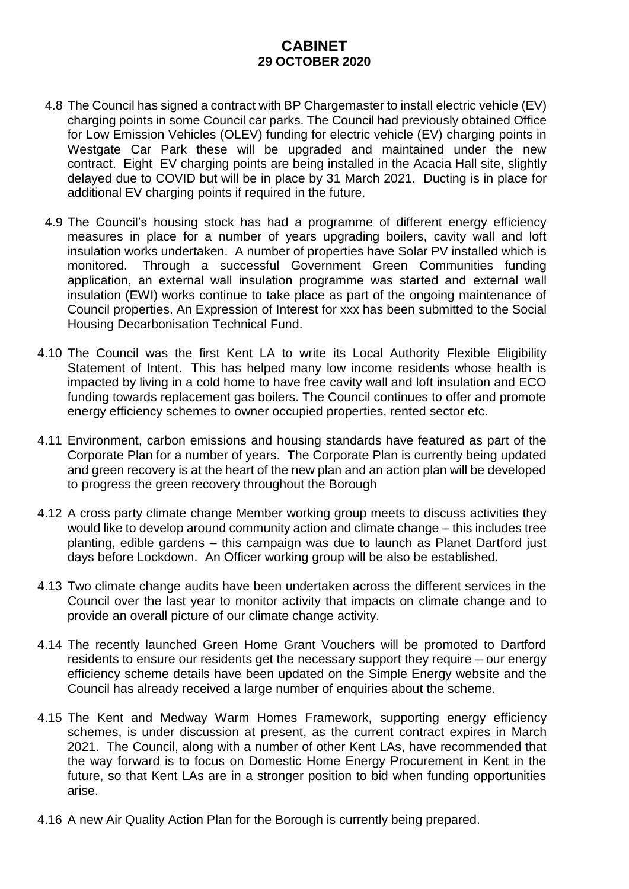4.8 The Council has signed a contract with BP Chargemaster to install electric vehicle (EV) charging points in some Council car parks. The Council had previously obtained Office for Low Emission Vehicles (OLEV) funding for electric vehicle (EV) charging points in Westgate Car Park these will be upgraded and maintained under the new contract. Eight EV charging points are being installed in the Acacia Hall site, slightly delayed due to COVID but will be in place by 31 March 2021. Ducting is in place for additional EV charging points if required in the future.

4.9 The Council's housing stock has had a programme of different energy efficiency measures in place for a number of years upgrading boilers, cavity wall and loft insulation works undertaken. A number of properties have Solar PV installed which is monitored. Through a successful Government Green Communities funding application, an external wall insulation programme was started and external wall insulation (EWI) works continue to take place as part of the ongoing maintenance of Council properties. An Expression of Interest for xxx has been submitted to the Social Housing Decarbonisation Technical Fund.

4.10 The Council was the first Kent LA to write its Local Authority Flexible Eligibility Statement of Intent. This has helped many low income residents whose health is impacted by living in a cold home to have free cavity wall and loft insulation and ECO funding towards replacement gas boilers. The Council continues to offer and promote energy efficiency schemes to owner occupied properties, rented sector etc.

4.11 Environment, carbon emissions and housing standards have featured as part of the Corporate Plan for a number of years. The Corporate Plan is currently being updated and green recovery is at the heart of the new plan and an action plan will be developed to progress the green recovery throughout the Borough

4.12 A cross party climate change Member working group meets to discuss activities they would like to develop around community action and climate change – this includes tree planting, edible gardens – this campaign was due to launch as Planet Dartford just days before Lockdown. An Officer working group will be also be established.

4.13 Two climate change audits have been undertaken across the different services in the Council over the last year to monitor activity that impacts on climate change and to provide an overall picture of our climate change activity.

4.14 The recently launched Green Home Grant Vouchers will be promoted to Dartford residents to ensure our residents get the necessary support they require – our energy efficiency scheme details have been updated on the Simple Energy website and the Council has already received a large number of enquiries about the scheme.

4.15 The Kent and Medway Warm Homes Framework, supporting energy efficiency schemes, is under discussion at present, as the current contract expires in March 2021. The Council, along with a number of other Kent LAs, have recommended that the way forward is to focus on Domestic Home Energy Procurement in Kent in the future, so that Kent LAs are in a stronger position to bid when funding opportunities arise.

4.16 A new Air Quality Action Plan for the Borough is currently being prepared.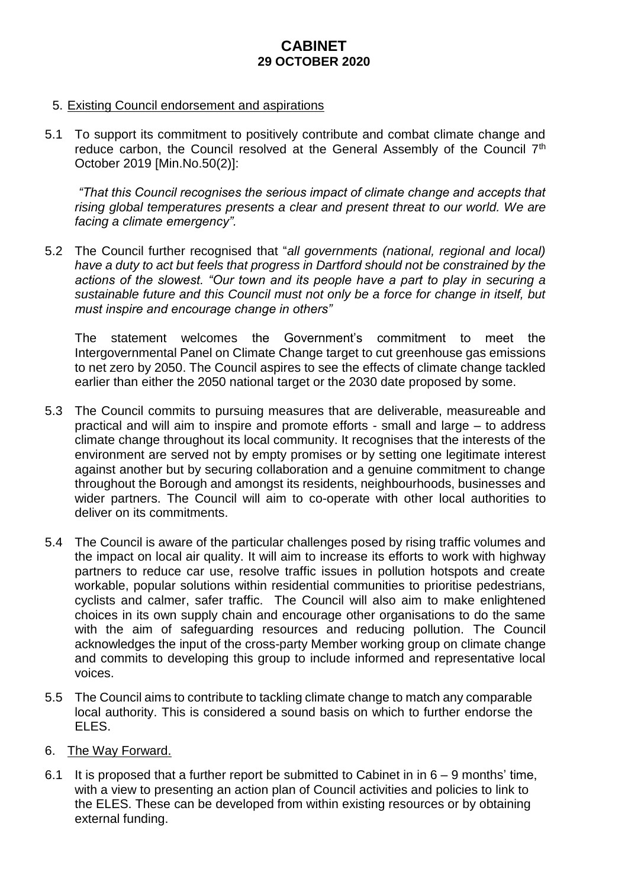## 5. Existing Council endorsement and aspirations

5.1 To support its commitment to positively contribute and combat climate change and reduce carbon, the Council resolved at the General Assembly of the Council 7th October 2019 [Min.No.50(2)]:

*"That this Council recognises the serious impact of climate change and accepts that rising global temperatures presents a clear and present threat to our world. We are facing a climate emergency".*

5.2 The Council further recognised that "*all governments (national, regional and local) have a duty to act but feels that progress in Dartford should not be constrained by the actions of the slowest. "Our town and its people have a part to play in securing a sustainable future and this Council must not only be a force for change in itself, but must inspire and encourage change in others"*

The statement welcomes the Government's commitment to meet the Intergovernmental Panel on Climate Change target to cut greenhouse gas emissions to net zero by 2050. The Council aspires to see the effects of climate change tackled earlier than either the 2050 national target or the 2030 date proposed by some.

5.3 The Council commits to pursuing measures that are deliverable, measureable and practical and will aim to inspire and promote efforts - small and large – to address climate change throughout its local community. It recognises that the interests of the environment are served not by empty promises or by setting one legitimate interest against another but by securing collaboration and a genuine commitment to change throughout the Borough and amongst its residents, neighbourhoods, businesses and wider partners. The Council will aim to co-operate with other local authorities to deliver on its commitments.

5.4 The Council is aware of the particular challenges posed by rising traffic volumes and the impact on local air quality. It will aim to increase its efforts to work with highway partners to reduce car use, resolve traffic issues in pollution hotspots and create workable, popular solutions within residential communities to prioritise pedestrians, cyclists and calmer, safer traffic. The Council will also aim to make enlightened choices in its own supply chain and encourage other organisations to do the same with the aim of safeguarding resources and reducing pollution. The Council acknowledges the input of the cross-party Member working group on climate change and commits to developing this group to include informed and representative local voices.

5.5 The Council aims to contribute to tackling climate change to match any comparable local authority. This is considered a sound basis on which to further endorse the ELES.

## 6. The Way Forward.

6.1 It is proposed that a further report be submitted to Cabinet in in 6 – 9 months' time, with a view to presenting an action plan of Council activities and policies to link to the ELES. These can be developed from within existing resources or by obtaining external funding.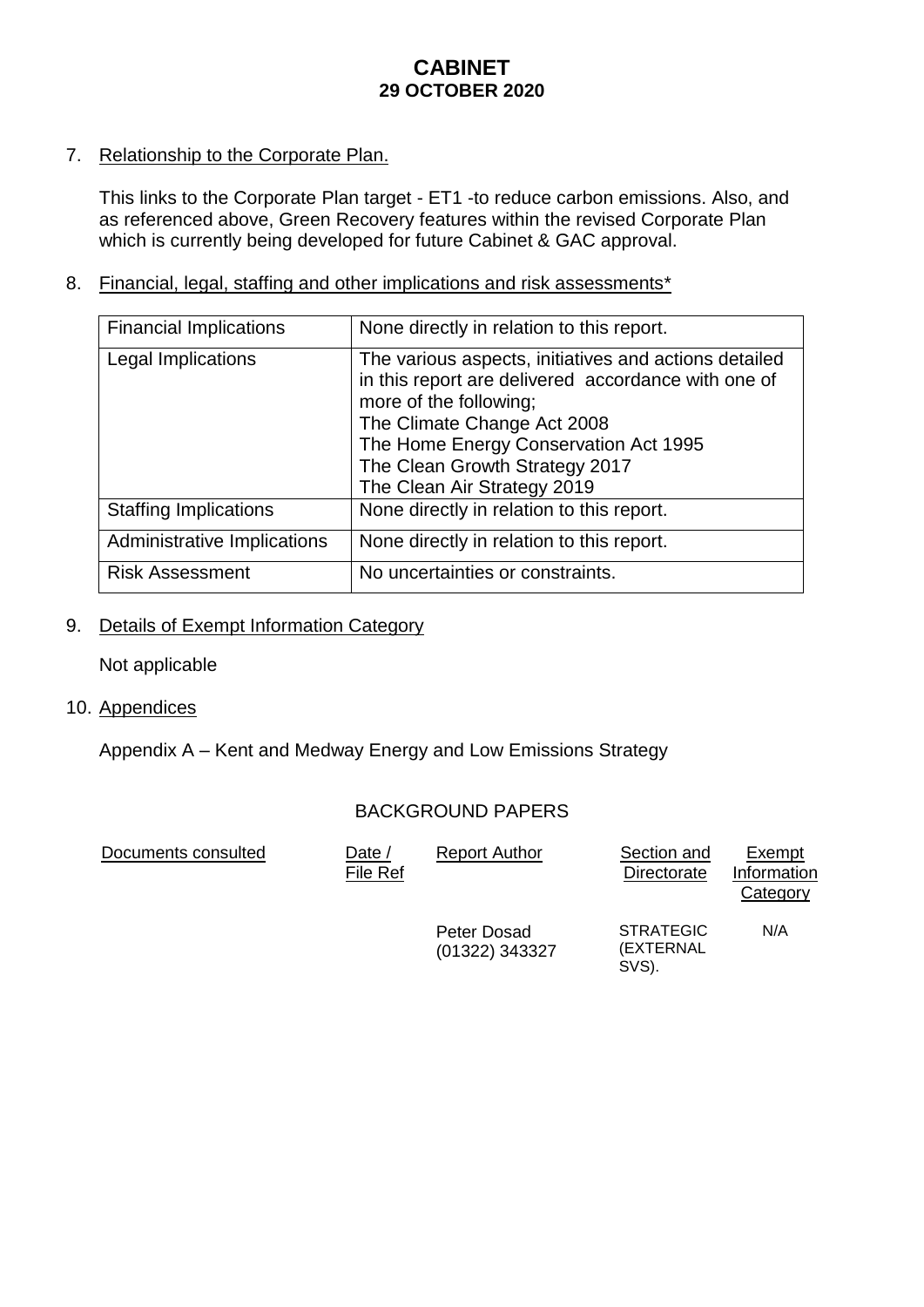# CABINET
## 29 OCTOBER 2020

7. Relationship to the Corporate Plan.

   This links to the Corporate Plan target - ET1 -to reduce carbon emissions. Also, and as referenced above, Green Recovery features within the revised Corporate Plan which is currently being developed for future Cabinet & GAC approval.

8. Financial, legal, staffing and other implications and risk assessments*

| | |
|---|---|
| Financial Implications | None directly in relation to this report. |
| Legal Implications | The various aspects, initiatives and actions detailed in this report are delivered accordance with one of more of the following;<br>The Climate Change Act 2008<br>The Home Energy Conservation Act 1995<br>The Clean Growth Strategy 2017<br>The Clean Air Strategy 2019 |
| Staffing Implications | None directly in relation to this report. |
| Administrative Implications | None directly in relation to this report. |
| Risk Assessment | No uncertainties or constraints. |

9. Details of Exempt Information Category

   Not applicable

10. Appendices

    Appendix A – Kent and Medway Energy and Low Emissions Strategy

BACKGROUND PAPERS

| Documents consulted | Date / File Ref | Report Author | Section and Directorate | Exempt Information Category |
|---|---|---|---|---|
| | | Peter Dosad (01322) 343327 | STRATEGIC (EXTERNAL SVS). | N/A |